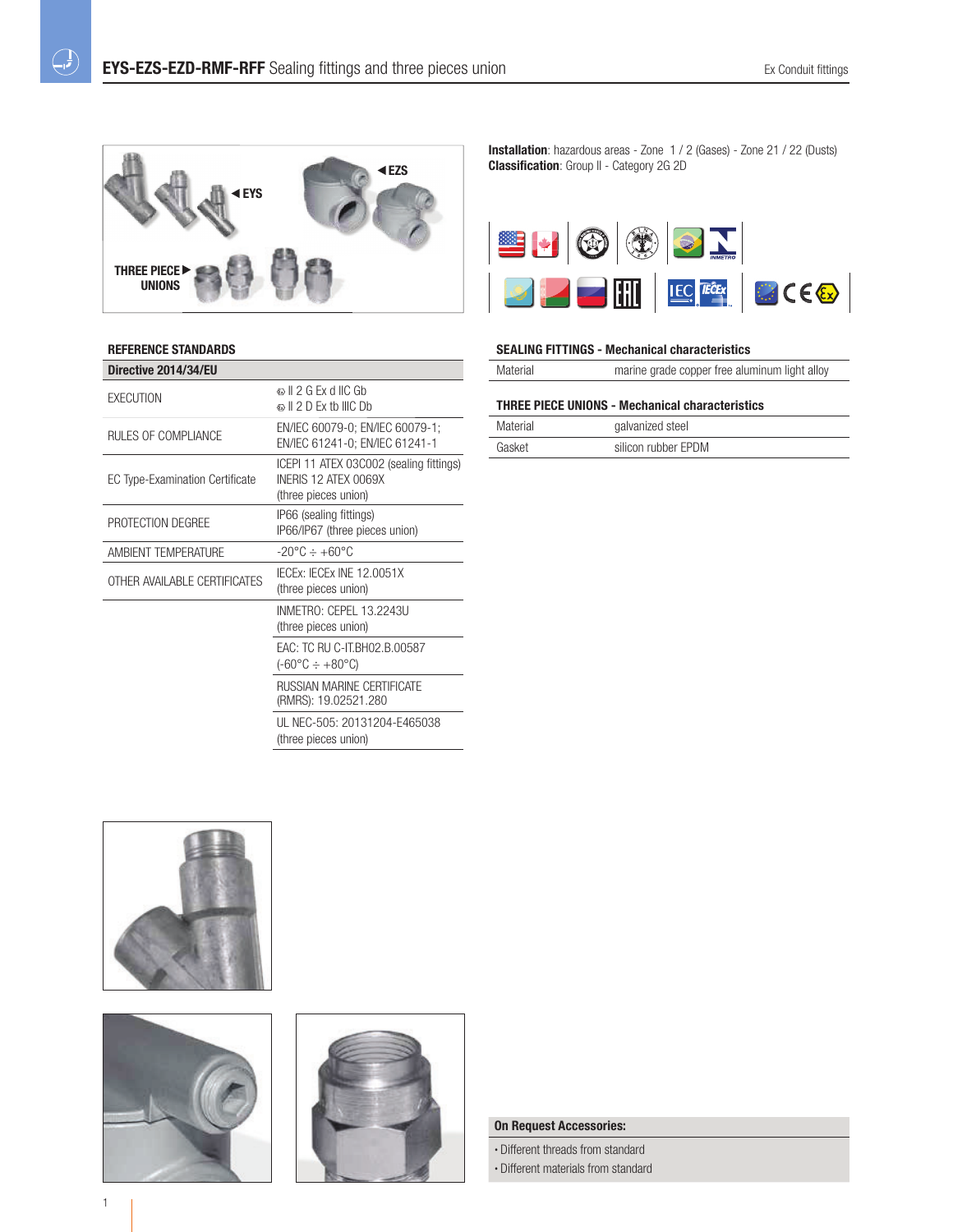# EYS-EZS-EZD-RMF-RFF Sealing fittings and three pieces union

**Installation**: hazardous areas - Zone 1 / 2 (Gases) - Zone 21 / 22 (Dusts)
**Classification**: Group II - Category 2G 2D

### REFERENCE STANDARDS

| Directive 2014/34/EU | |
|---|---|
| EXECUTION | Ex II 2 G Ex d IIC Gb<br>Ex II 2 D Ex tb IIIC Db |
| RULES OF COMPLIANCE | EN/IEC 60079-0; EN/IEC 60079-1;<br>EN/IEC 61241-0; EN/IEC 61241-1 |
| EC Type-Examination Certificate | ICEPI 11 ATEX 03C002 (sealing fittings)<br>INERIS 12 ATEX 0069X<br>(three pieces union) |
| PROTECTION DEGREE | IP66 (sealing fittings)<br>IP66/IP67 (three pieces union) |
| AMBIENT TEMPERATURE | -20°C ÷ +60°C |
| OTHER AVAILABLE CERTIFICATES | IECEx: IECEx INE 12.0051X<br>(three pieces union) |
| | INMETRO: CEPEL 13.2243U<br>(three pieces union) |
| | EAC: TC RU C-IT.BH02.B.00587<br>(-60°C ÷ +80°C) |
| | RUSSIAN MARINE CERTIFICATE<br>(RMRS): 19.02521.280 |
| | UL NEC-505: 20131204-E465038<br>(three pieces union) |

### SEALING FITTINGS - Mechanical characteristics

| | |
|---|---|
| Material | marine grade copper free aluminum light alloy |

### THREE PIECE UNIONS - Mechanical characteristics

| | |
|---|---|
| Material | galvanized steel |
| Gasket | silicon rubber EPDM |

**On Request Accessories:**

- Different threads from standard
- Different materials from standard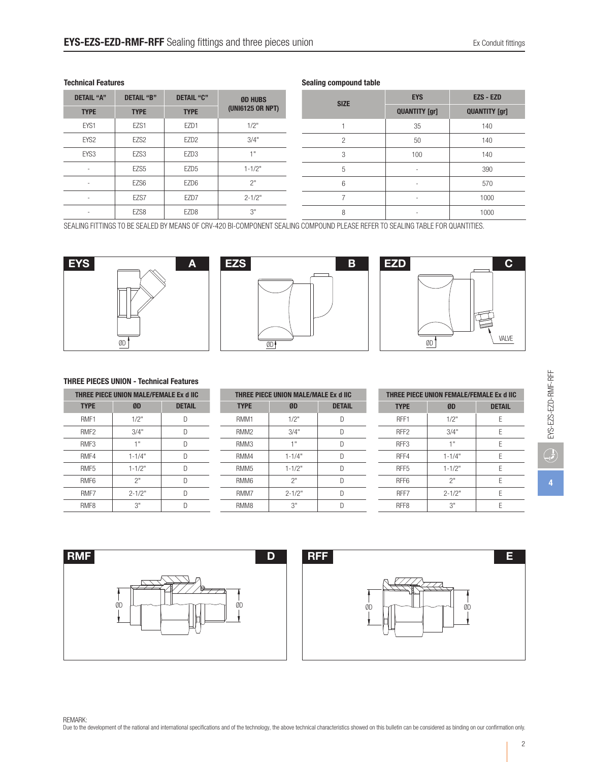## EYS-EZS-EZD-RMF-RFF Sealing fittings and three pieces union

Ex Conduit fittings

### Technical Features

| DETAIL "A" TYPE | DETAIL "B" TYPE | DETAIL "C" TYPE | ØD HUBS (UNI6125 OR NPT) |
|---|---|---|---|
| EYS1 | EZS1 | EZD1 | 1/2" |
| EYS2 | EZS2 | EZD2 | 3/4" |
| EYS3 | EZS3 | EZD3 | 1" |
| - | EZS5 | EZD5 | 1-1/2" |
| - | EZS6 | EZD6 | 2" |
| - | EZS7 | EZD7 | 2-1/2" |
| - | EZS8 | EZD8 | 3" |

### Sealing compound table

| SIZE | EYS QUANTITY [gr] | EZS - EZD QUANTITY [gr] |
|---|---|---|
| 1 | 35 | 140 |
| 2 | 50 | 140 |
| 3 | 100 | 140 |
| 5 | - | 390 |
| 6 | - | 570 |
| 7 | - | 1000 |
| 8 | - | 1000 |

SEALING FITTINGS TO BE SEALED BY MEANS OF CRV-420 BI-COMPONENT SEALING COMPOUND PLEASE REFER TO SEALING TABLE FOR QUANTITIES.

EYS A

ØD

EZS B

ØD

EZD C

ØD

VALVE

### THREE PIECES UNION - Technical Features

| THREE PIECE UNION MALE/FEMALE Ex d IIC | | |
|---|---|---|
| TYPE | ØD | DETAIL |
| RMF1 | 1/2" | D |
| RMF2 | 3/4" | D |
| RMF3 | 1" | D |
| RMF4 | 1-1/4" | D |
| RMF5 | 1-1/2" | D |
| RMF6 | 2" | D |
| RMF7 | 2-1/2" | D |
| RMF8 | 3" | D |

| THREE PIECE UNION MALE/MALE Ex d IIC | | |
|---|---|---|
| TYPE | ØD | DETAIL |
| RMM1 | 1/2" | D |
| RMM2 | 3/4" | D |
| RMM3 | 1" | D |
| RMM4 | 1-1/4" | D |
| RMM5 | 1-1/2" | D |
| RMM6 | 2" | D |
| RMM7 | 2-1/2" | D |
| RMM8 | 3" | D |

| THREE PIECE UNION FEMALE/FEMALE Ex d IIC | | |
|---|---|---|
| TYPE | ØD | DETAIL |
| RFF1 | 1/2" | E |
| RFF2 | 3/4" | E |
| RFF3 | 1" | E |
| RFF4 | 1-1/4" | E |
| RFF5 | 1-1/2" | E |
| RFF6 | 2" | E |
| RFF7 | 2-1/2" | E |
| RFF8 | 3" | E |

RMF D

ØD ØD

RFF E

ØD ØD

REMARK:
Due to the development of the national and international specifications and of the technology, the above technical characteristics showed on this bulletin can be considered as binding on our confirmation only.